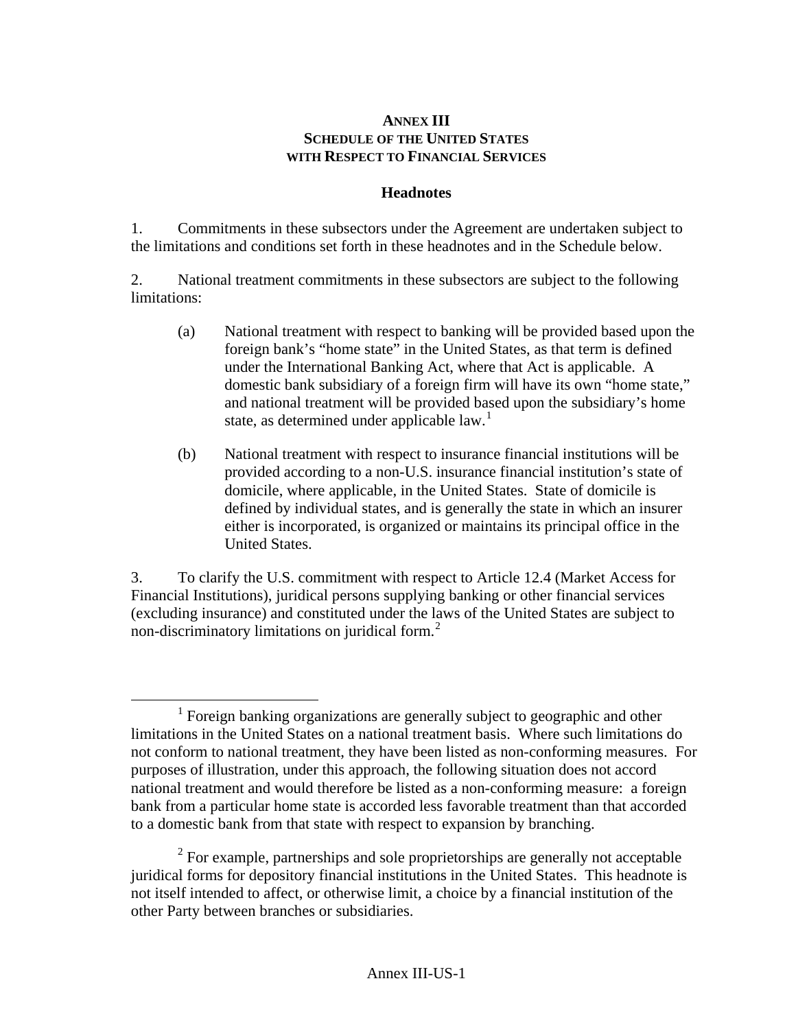# ANNEX III
## SCHEDULE OF THE UNITED STATES WITH RESPECT TO FINANCIAL SERVICES

### Headnotes

1. Commitments in these subsectors under the Agreement are undertaken subject to the limitations and conditions set forth in these headnotes and in the Schedule below.

2. National treatment commitments in these subsectors are subject to the following limitations:

   (a) National treatment with respect to banking will be provided based upon the foreign bank's "home state" in the United States, as that term is defined under the International Banking Act, where that Act is applicable. A domestic bank subsidiary of a foreign firm will have its own "home state," and national treatment will be provided based upon the subsidiary's home state, as determined under applicable law.[1]

   (b) National treatment with respect to insurance financial institutions will be provided according to a non-U.S. insurance financial institution's state of domicile, where applicable, in the United States. State of domicile is defined by individual states, and is generally the state in which an insurer either is incorporated, is organized or maintains its principal office in the United States.

3. To clarify the U.S. commitment with respect to Article 12.4 (Market Access for Financial Institutions), juridical persons supplying banking or other financial services (excluding insurance) and constituted under the laws of the United States are subject to non-discriminatory limitations on juridical form.[2]

---

[1] Foreign banking organizations are generally subject to geographic and other limitations in the United States on a national treatment basis. Where such limitations do not conform to national treatment, they have been listed as non-conforming measures. For purposes of illustration, under this approach, the following situation does not accord national treatment and would therefore be listed as a non-conforming measure: a foreign bank from a particular home state is accorded less favorable treatment than that accorded to a domestic bank from that state with respect to expansion by branching.

[2] For example, partnerships and sole proprietorships are generally not acceptable juridical forms for depository financial institutions in the United States. This headnote is not itself intended to affect, or otherwise limit, a choice by a financial institution of the other Party between branches or subsidiaries.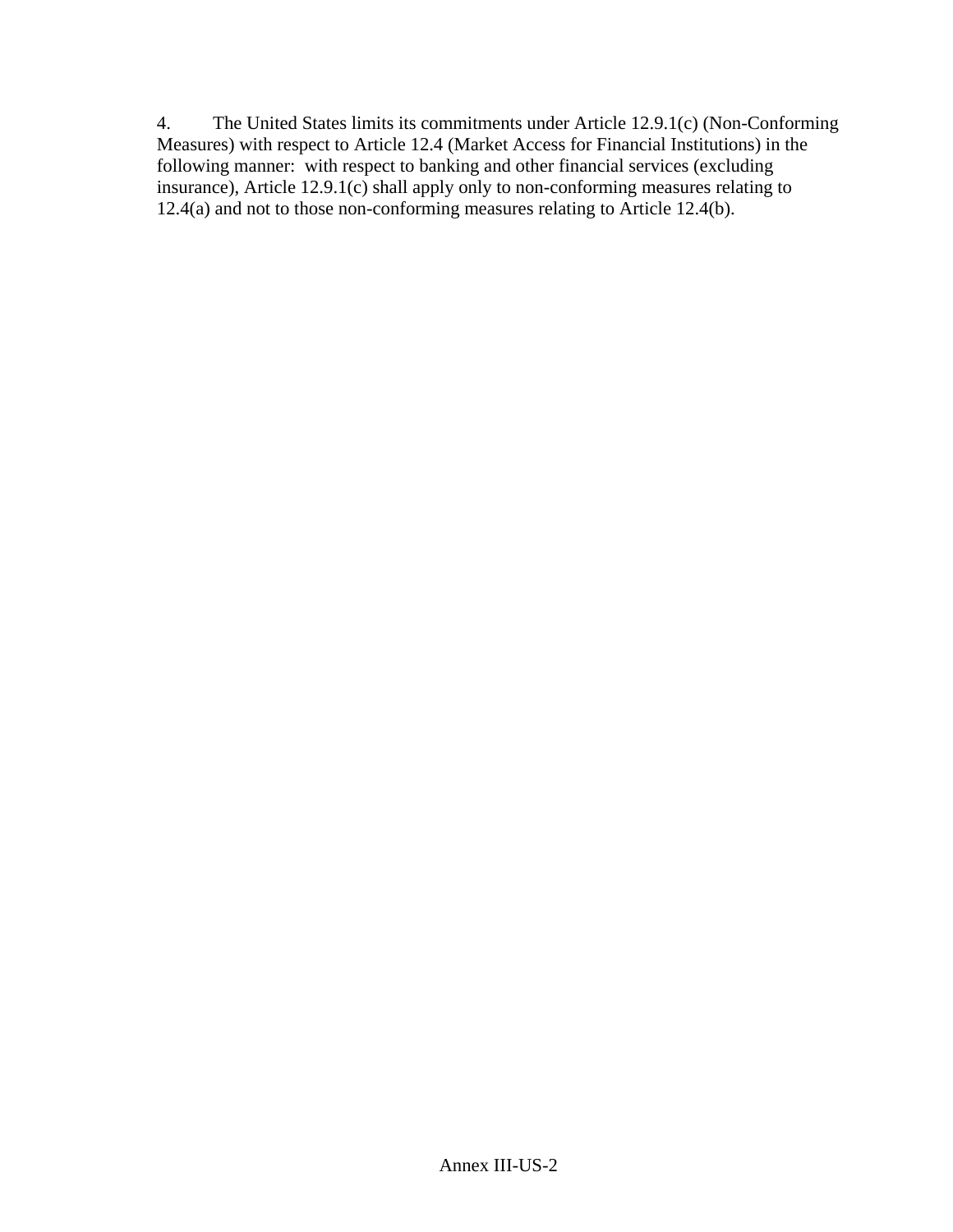4. The United States limits its commitments under Article 12.9.1(c) (Non-Conforming Measures) with respect to Article 12.4 (Market Access for Financial Institutions) in the following manner: with respect to banking and other financial services (excluding insurance), Article 12.9.1(c) shall apply only to non-conforming measures relating to 12.4(a) and not to those non-conforming measures relating to Article 12.4(b).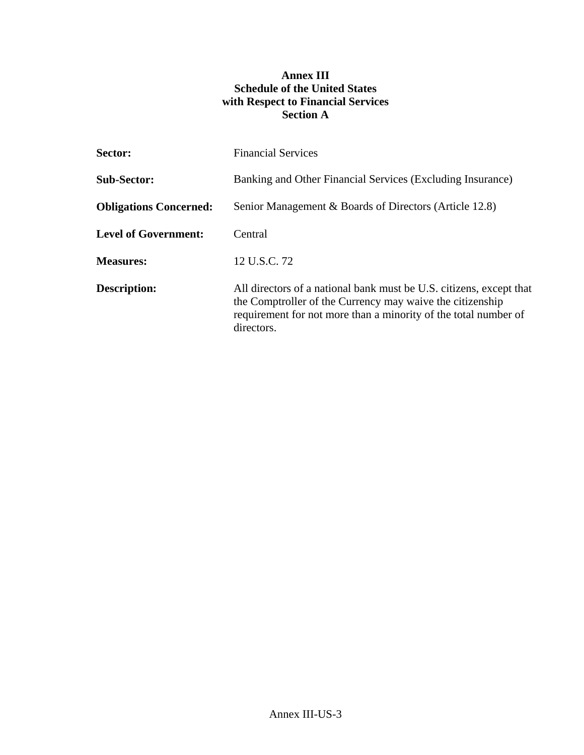**Annex III**
**Schedule of the United States**
**with Respect to Financial Services**
**Section A**

**Sector:** Financial Services

**Sub-Sector:** Banking and Other Financial Services (Excluding Insurance)

**Obligations Concerned:** Senior Management & Boards of Directors (Article 12.8)

**Level of Government:** Central

**Measures:** 12 U.S.C. 72

**Description:** All directors of a national bank must be U.S. citizens, except that the Comptroller of the Currency may waive the citizenship requirement for not more than a minority of the total number of directors.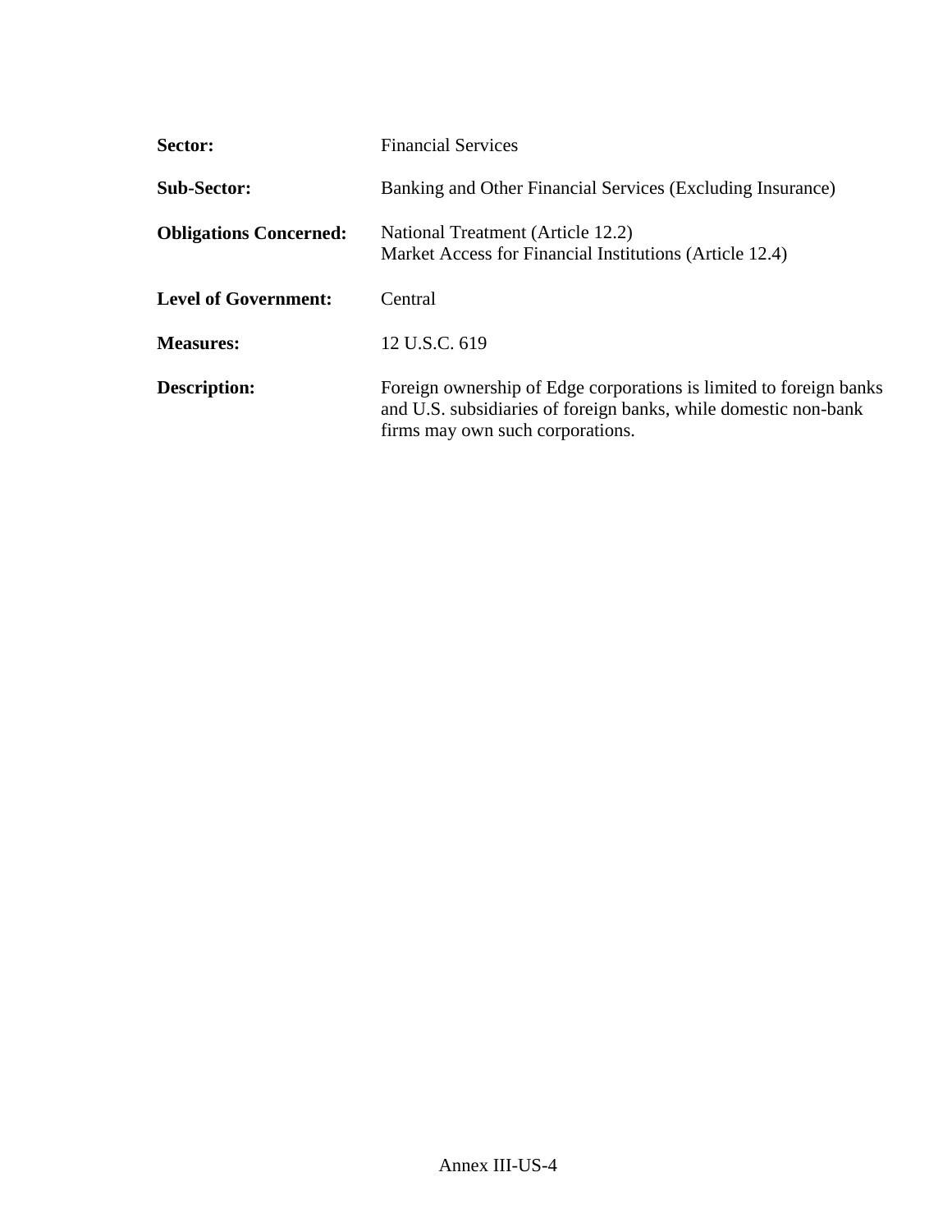| | |
|---|---|
| **Sector:** | Financial Services |
| **Sub-Sector:** | Banking and Other Financial Services (Excluding Insurance) |
| **Obligations Concerned:** | National Treatment (Article 12.2)<br>Market Access for Financial Institutions (Article 12.4) |
| **Level of Government:** | Central |
| **Measures:** | 12 U.S.C. 619 |
| **Description:** | Foreign ownership of Edge corporations is limited to foreign banks and U.S. subsidiaries of foreign banks, while domestic non-bank firms may own such corporations. |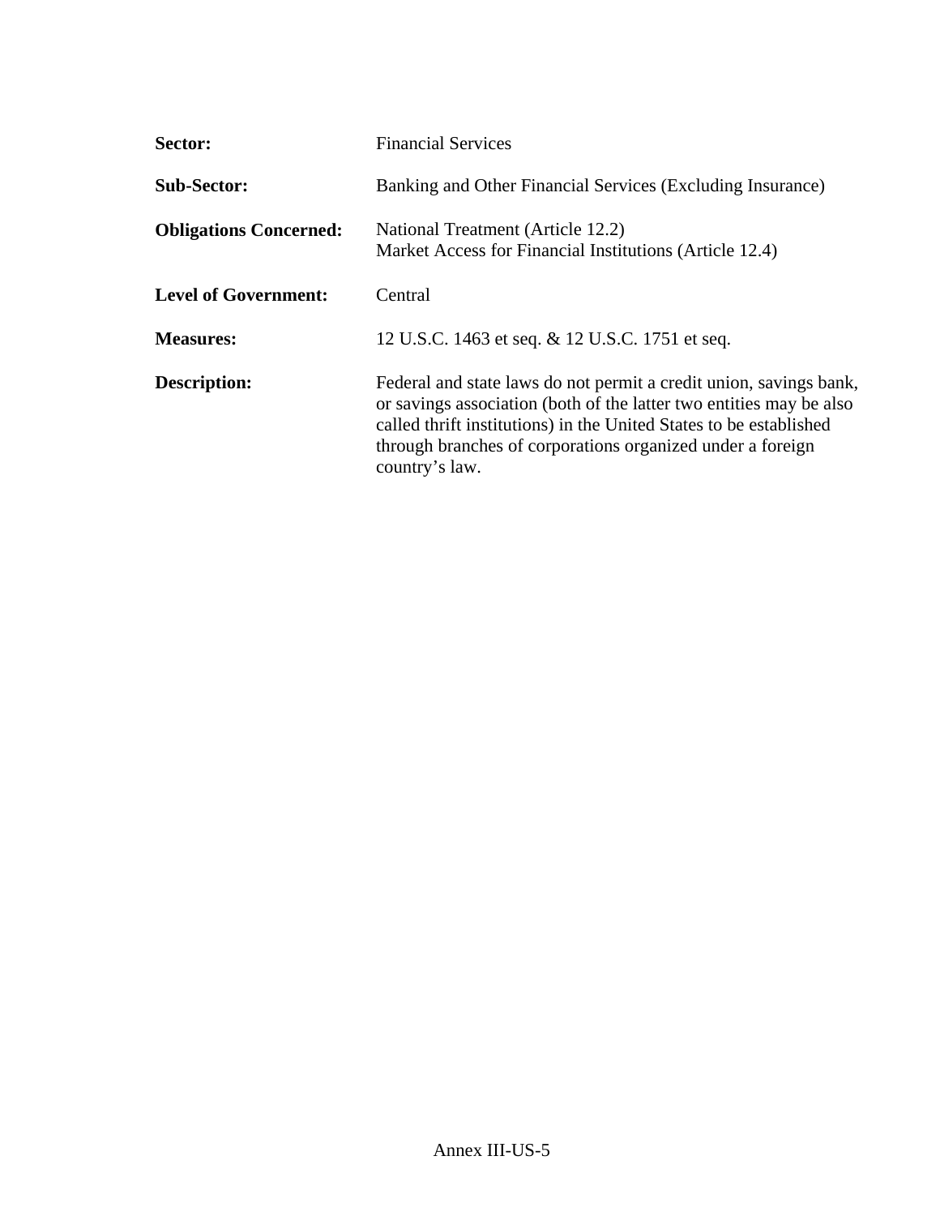| | |
|---|---|
| **Sector:** | Financial Services |
| **Sub-Sector:** | Banking and Other Financial Services (Excluding Insurance) |
| **Obligations Concerned:** | National Treatment (Article 12.2)<br>Market Access for Financial Institutions (Article 12.4) |
| **Level of Government:** | Central |
| **Measures:** | 12 U.S.C. 1463 et seq. & 12 U.S.C. 1751 et seq. |
| **Description:** | Federal and state laws do not permit a credit union, savings bank, or savings association (both of the latter two entities may be also called thrift institutions) in the United States to be established through branches of corporations organized under a foreign country's law. |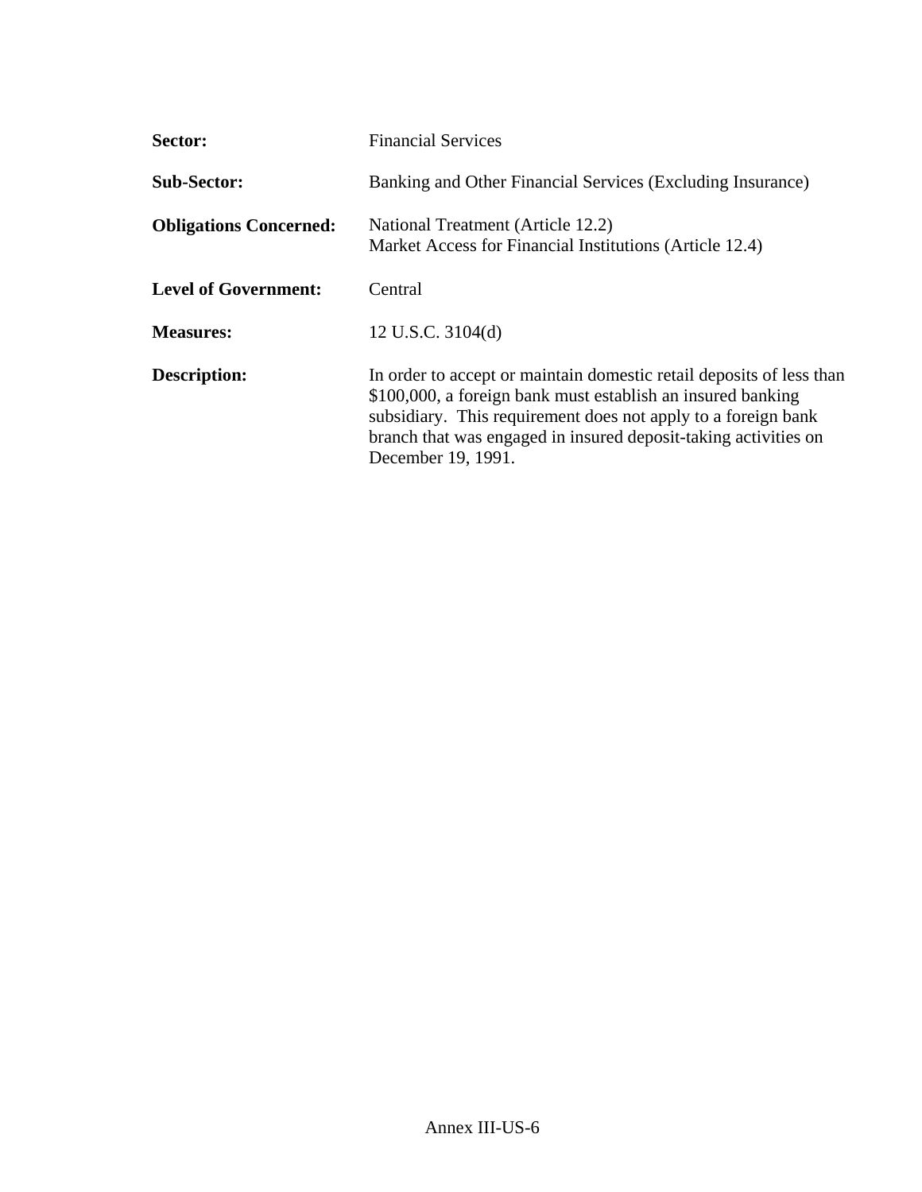**Sector:** Financial Services

**Sub-Sector:** Banking and Other Financial Services (Excluding Insurance)

**Obligations Concerned:** National Treatment (Article 12.2)
Market Access for Financial Institutions (Article 12.4)

**Level of Government:** Central

**Measures:** 12 U.S.C. 3104(d)

**Description:** In order to accept or maintain domestic retail deposits of less than $100,000, a foreign bank must establish an insured banking subsidiary. This requirement does not apply to a foreign bank branch that was engaged in insured deposit-taking activities on December 19, 1991.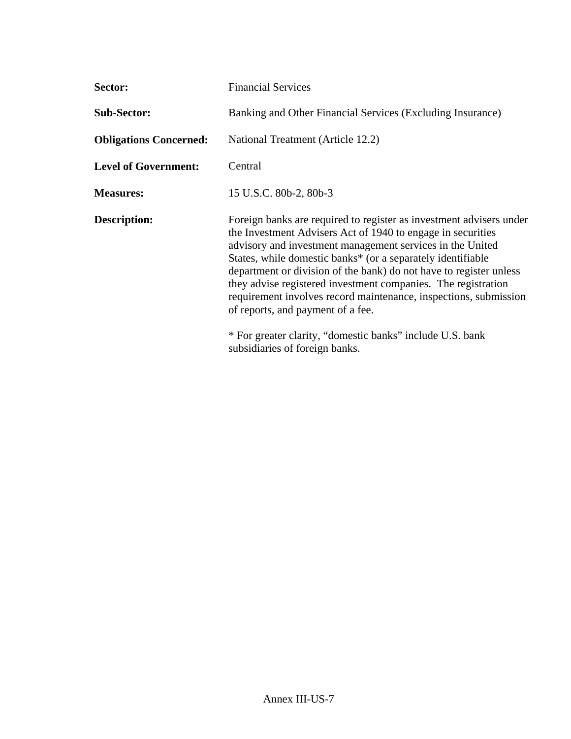**Sector:** Financial Services

**Sub-Sector:** Banking and Other Financial Services (Excluding Insurance)

**Obligations Concerned:** National Treatment (Article 12.2)

**Level of Government:** Central

**Measures:** 15 U.S.C. 80b-2, 80b-3

**Description:** Foreign banks are required to register as investment advisers under the Investment Advisers Act of 1940 to engage in securities advisory and investment management services in the United States, while domestic banks* (or a separately identifiable department or division of the bank) do not have to register unless they advise registered investment companies. The registration requirement involves record maintenance, inspections, submission of reports, and payment of a fee.

* For greater clarity, “domestic banks” include U.S. bank subsidiaries of foreign banks.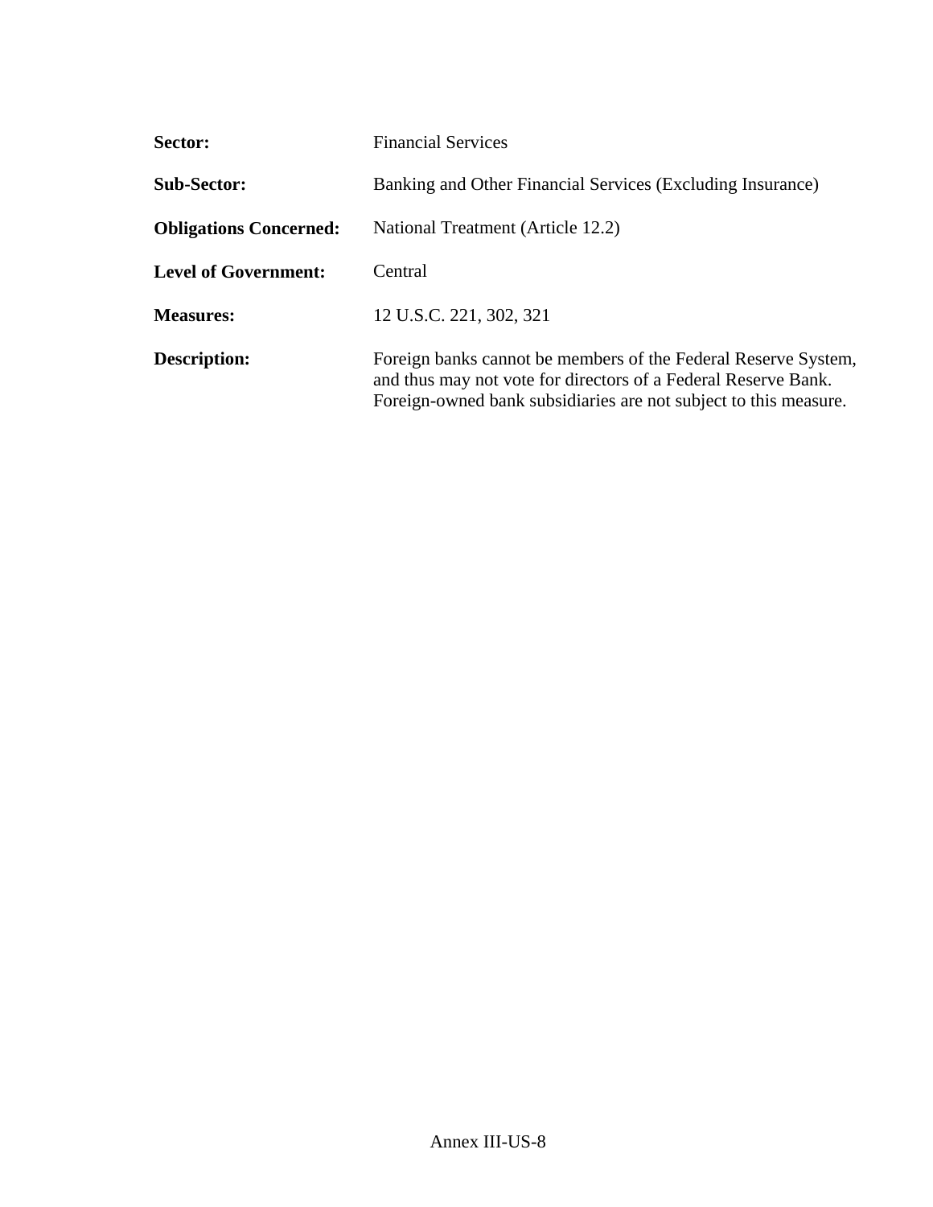**Sector:** Financial Services

**Sub-Sector:** Banking and Other Financial Services (Excluding Insurance)

**Obligations Concerned:** National Treatment (Article 12.2)

**Level of Government:** Central

**Measures:** 12 U.S.C. 221, 302, 321

**Description:** Foreign banks cannot be members of the Federal Reserve System, and thus may not vote for directors of a Federal Reserve Bank. Foreign-owned bank subsidiaries are not subject to this measure.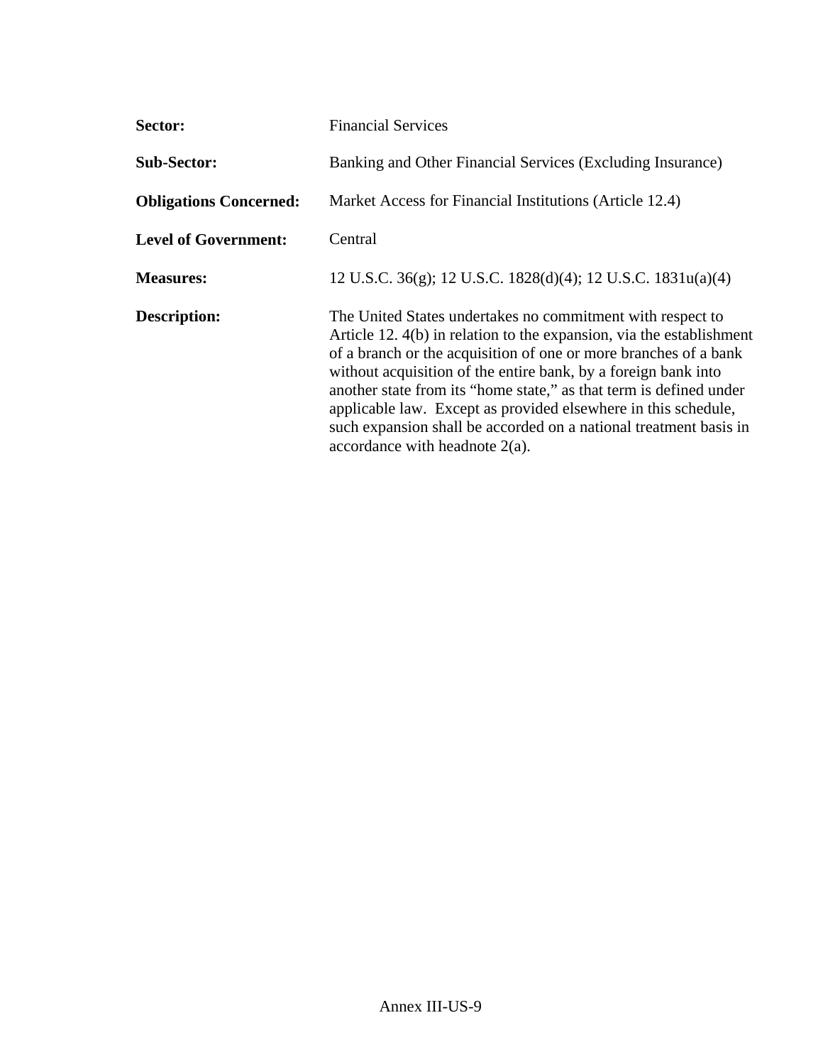**Sector:** Financial Services

**Sub-Sector:** Banking and Other Financial Services (Excluding Insurance)

**Obligations Concerned:** Market Access for Financial Institutions (Article 12.4)

**Level of Government:** Central

**Measures:** 12 U.S.C. 36(g); 12 U.S.C. 1828(d)(4); 12 U.S.C. 1831u(a)(4)

**Description:** The United States undertakes no commitment with respect to Article 12. 4(b) in relation to the expansion, via the establishment of a branch or the acquisition of one or more branches of a bank without acquisition of the entire bank, by a foreign bank into another state from its "home state," as that term is defined under applicable law. Except as provided elsewhere in this schedule, such expansion shall be accorded on a national treatment basis in accordance with headnote 2(a).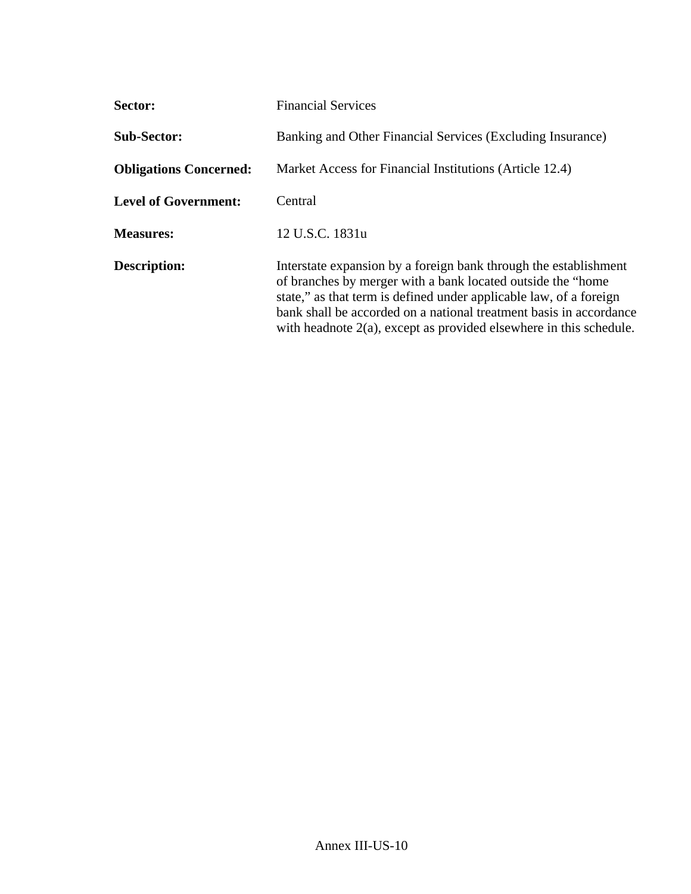**Sector:** Financial Services

**Sub-Sector:** Banking and Other Financial Services (Excluding Insurance)

**Obligations Concerned:** Market Access for Financial Institutions (Article 12.4)

**Level of Government:** Central

**Measures:** 12 U.S.C. 1831u

**Description:** Interstate expansion by a foreign bank through the establishment of branches by merger with a bank located outside the "home state," as that term is defined under applicable law, of a foreign bank shall be accorded on a national treatment basis in accordance with headnote 2(a), except as provided elsewhere in this schedule.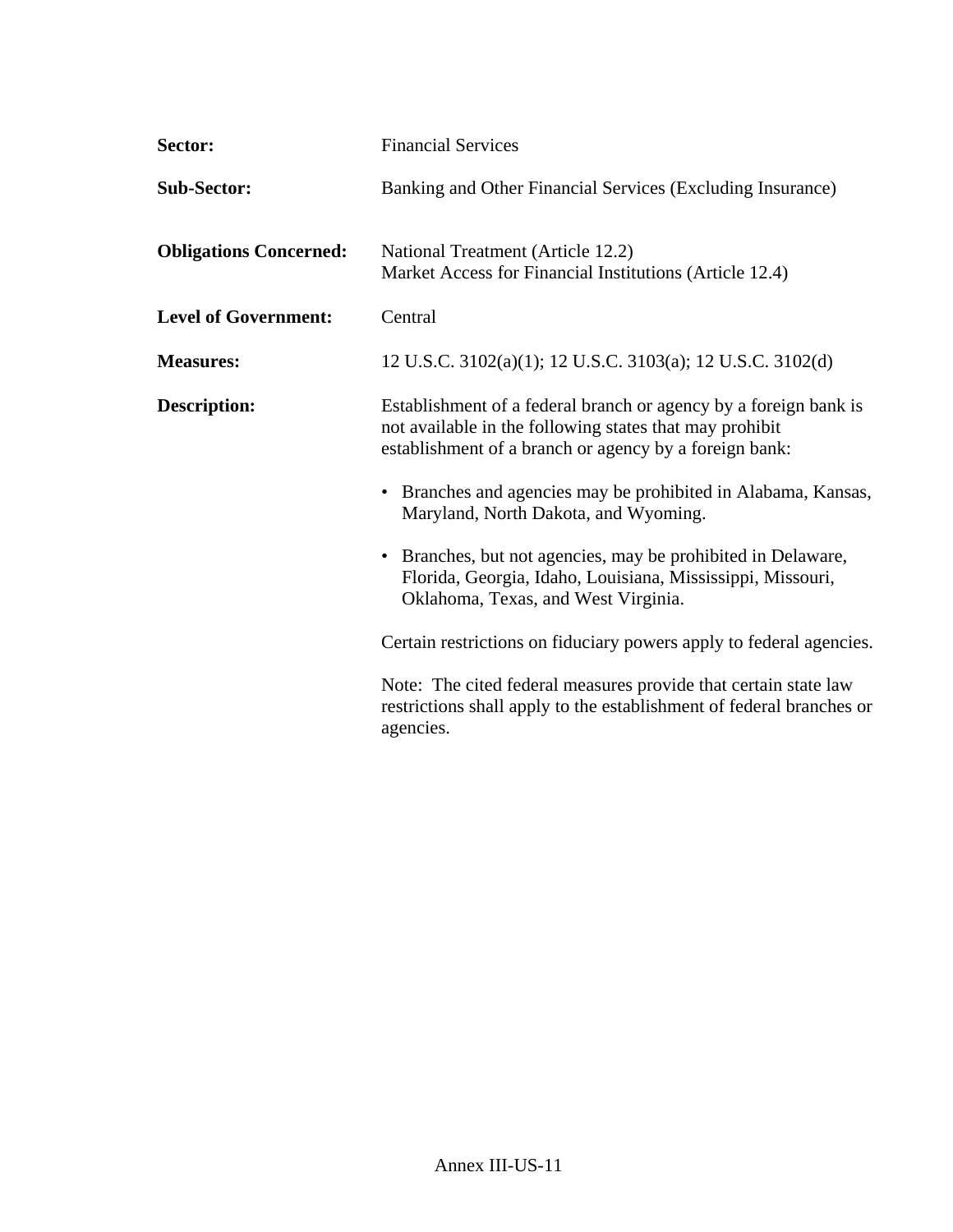**Sector:** Financial Services

**Sub-Sector:** Banking and Other Financial Services (Excluding Insurance)

**Obligations Concerned:** National Treatment (Article 12.2)
Market Access for Financial Institutions (Article 12.4)

**Level of Government:** Central

**Measures:** 12 U.S.C. 3102(a)(1); 12 U.S.C. 3103(a); 12 U.S.C. 3102(d)

**Description:** Establishment of a federal branch or agency by a foreign bank is not available in the following states that may prohibit establishment of a branch or agency by a foreign bank:

- Branches and agencies may be prohibited in Alabama, Kansas, Maryland, North Dakota, and Wyoming.

- Branches, but not agencies, may be prohibited in Delaware, Florida, Georgia, Idaho, Louisiana, Mississippi, Missouri, Oklahoma, Texas, and West Virginia.

Certain restrictions on fiduciary powers apply to federal agencies.

Note: The cited federal measures provide that certain state law restrictions shall apply to the establishment of federal branches or agencies.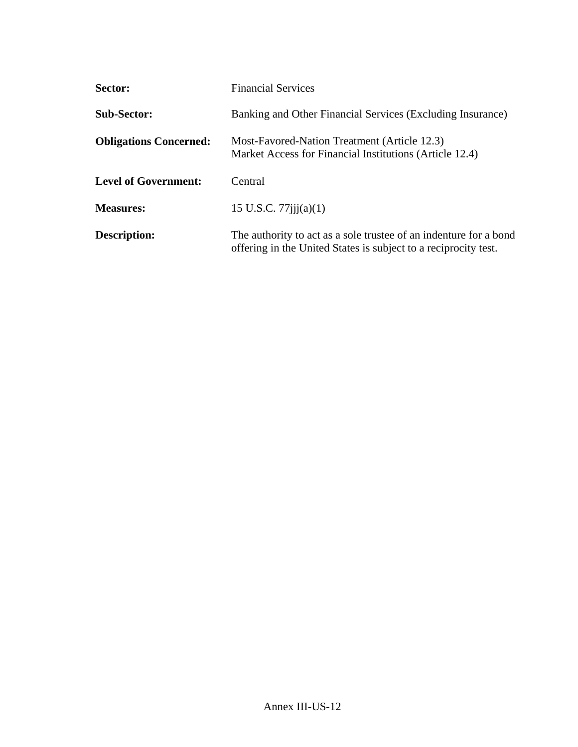**Sector:** Financial Services

**Sub-Sector:** Banking and Other Financial Services (Excluding Insurance)

**Obligations Concerned:** Most-Favored-Nation Treatment (Article 12.3)
Market Access for Financial Institutions (Article 12.4)

**Level of Government:** Central

**Measures:** 15 U.S.C. 77jjj(a)(1)

**Description:** The authority to act as a sole trustee of an indenture for a bond offering in the United States is subject to a reciprocity test.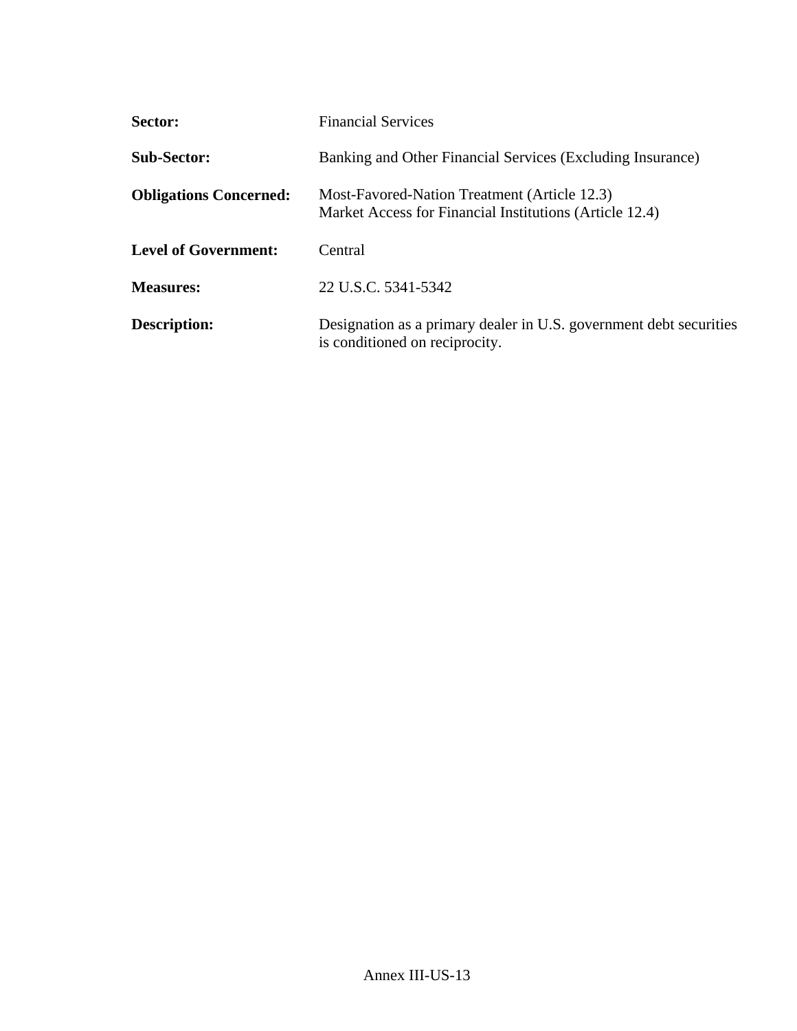| | |
|---|---|
| **Sector:** | Financial Services |
| **Sub-Sector:** | Banking and Other Financial Services (Excluding Insurance) |
| **Obligations Concerned:** | Most-Favored-Nation Treatment (Article 12.3)<br>Market Access for Financial Institutions (Article 12.4) |
| **Level of Government:** | Central |
| **Measures:** | 22 U.S.C. 5341-5342 |
| **Description:** | Designation as a primary dealer in U.S. government debt securities is conditioned on reciprocity. |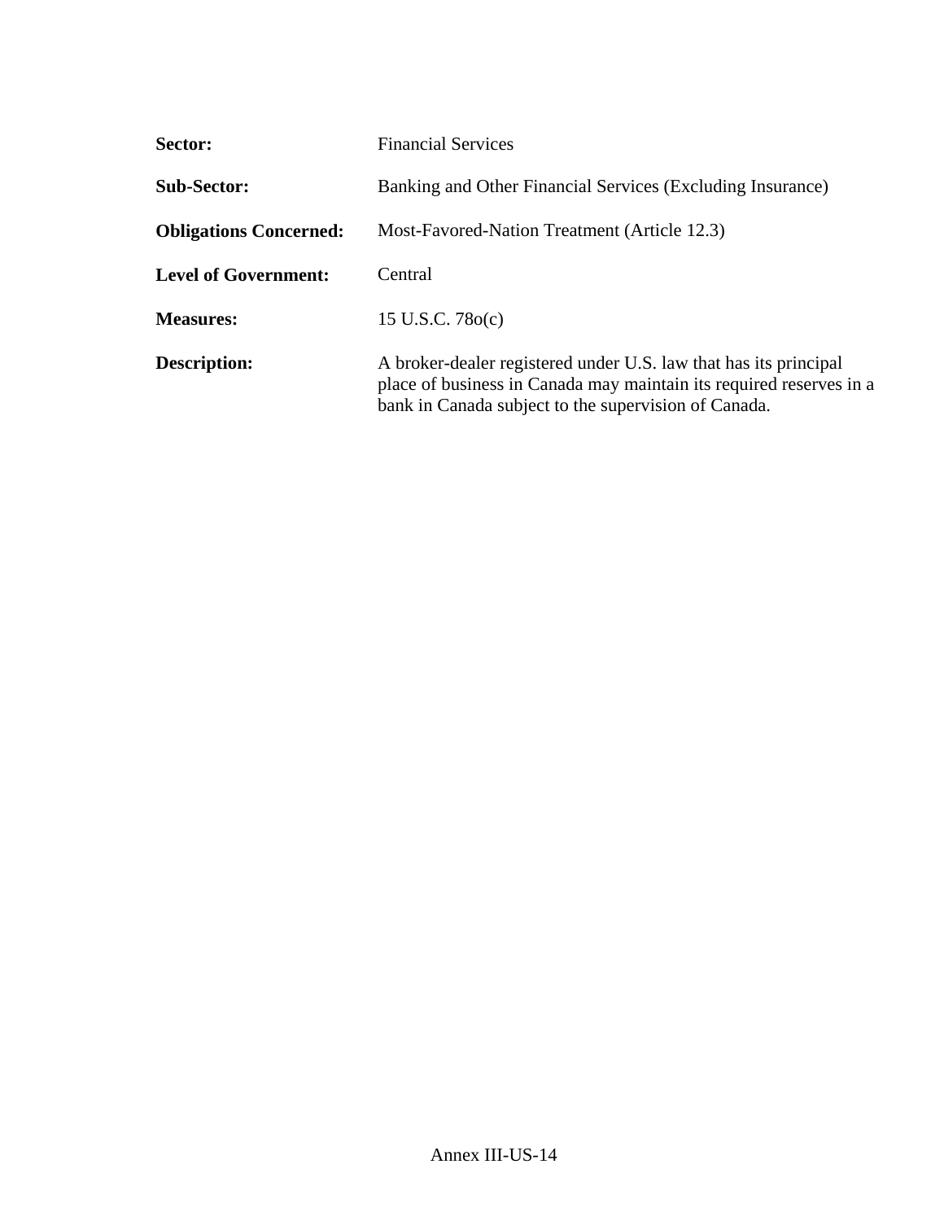**Sector:** Financial Services

**Sub-Sector:** Banking and Other Financial Services (Excluding Insurance)

**Obligations Concerned:** Most-Favored-Nation Treatment (Article 12.3)

**Level of Government:** Central

**Measures:** 15 U.S.C. 78o(c)

**Description:** A broker-dealer registered under U.S. law that has its principal place of business in Canada may maintain its required reserves in a bank in Canada subject to the supervision of Canada.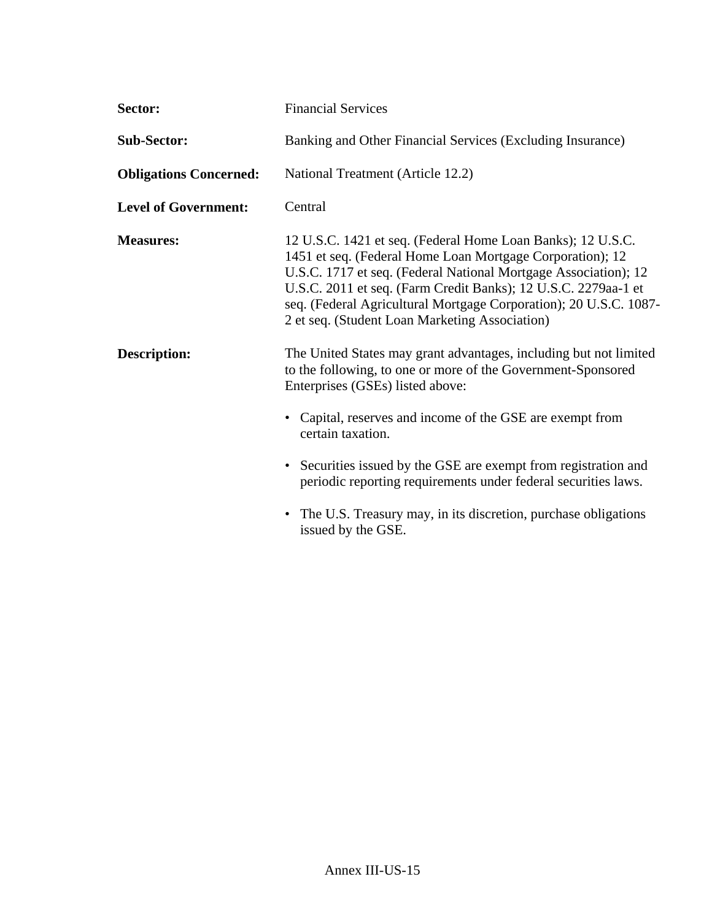**Sector:** Financial Services

**Sub-Sector:** Banking and Other Financial Services (Excluding Insurance)

**Obligations Concerned:** National Treatment (Article 12.2)

**Level of Government:** Central

**Measures:** 12 U.S.C. 1421 et seq. (Federal Home Loan Banks); 12 U.S.C. 1451 et seq. (Federal Home Loan Mortgage Corporation); 12 U.S.C. 1717 et seq. (Federal National Mortgage Association); 12 U.S.C. 2011 et seq. (Farm Credit Banks); 12 U.S.C. 2279aa-1 et seq. (Federal Agricultural Mortgage Corporation); 20 U.S.C. 1087-2 et seq. (Student Loan Marketing Association)

**Description:** The United States may grant advantages, including but not limited to the following, to one or more of the Government-Sponsored Enterprises (GSEs) listed above:

- Capital, reserves and income of the GSE are exempt from certain taxation.
- Securities issued by the GSE are exempt from registration and periodic reporting requirements under federal securities laws.
- The U.S. Treasury may, in its discretion, purchase obligations issued by the GSE.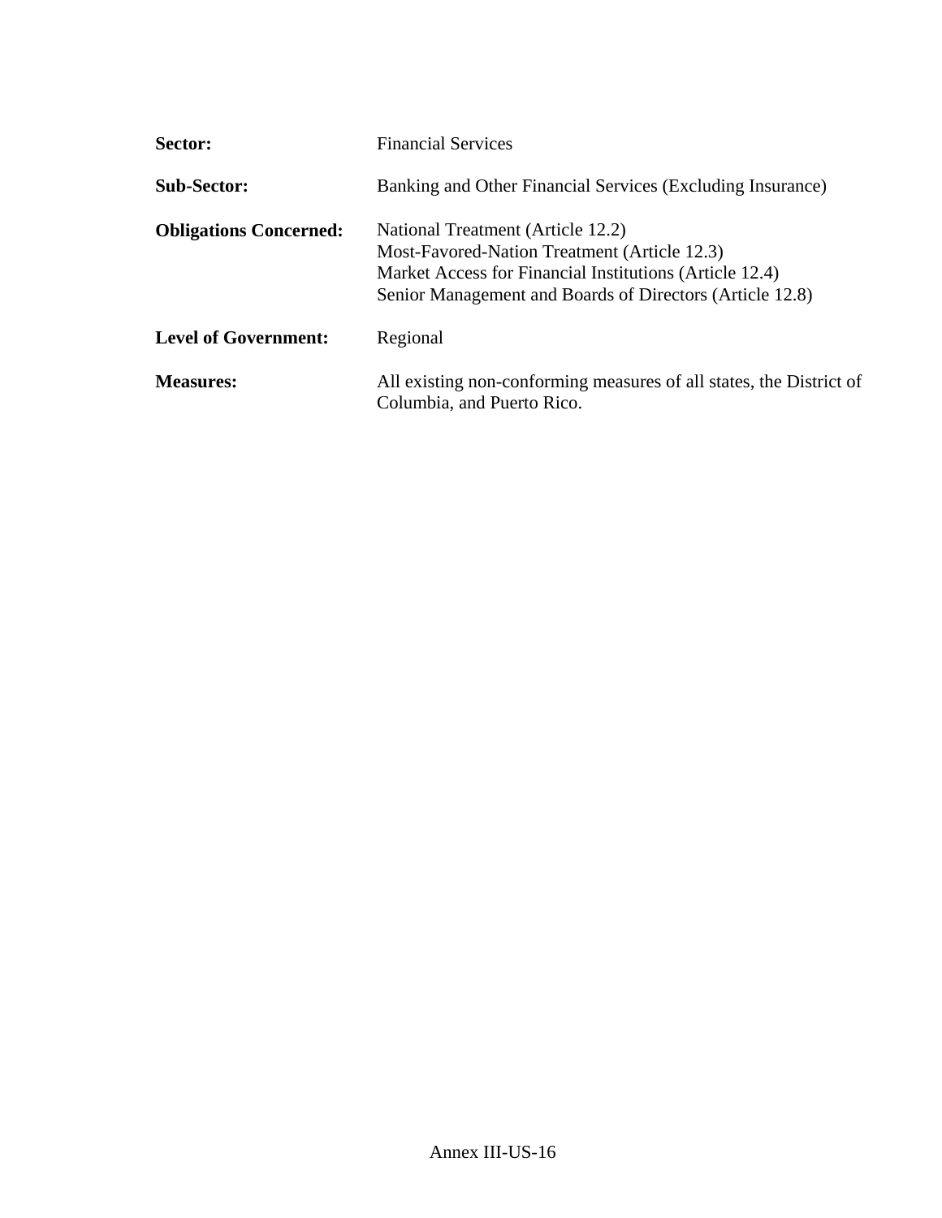**Sector:** Financial Services

**Sub-Sector:** Banking and Other Financial Services (Excluding Insurance)

**Obligations Concerned:** National Treatment (Article 12.2)
Most-Favored-Nation Treatment (Article 12.3)
Market Access for Financial Institutions (Article 12.4)
Senior Management and Boards of Directors (Article 12.8)

**Level of Government:** Regional

**Measures:** All existing non-conforming measures of all states, the District of Columbia, and Puerto Rico.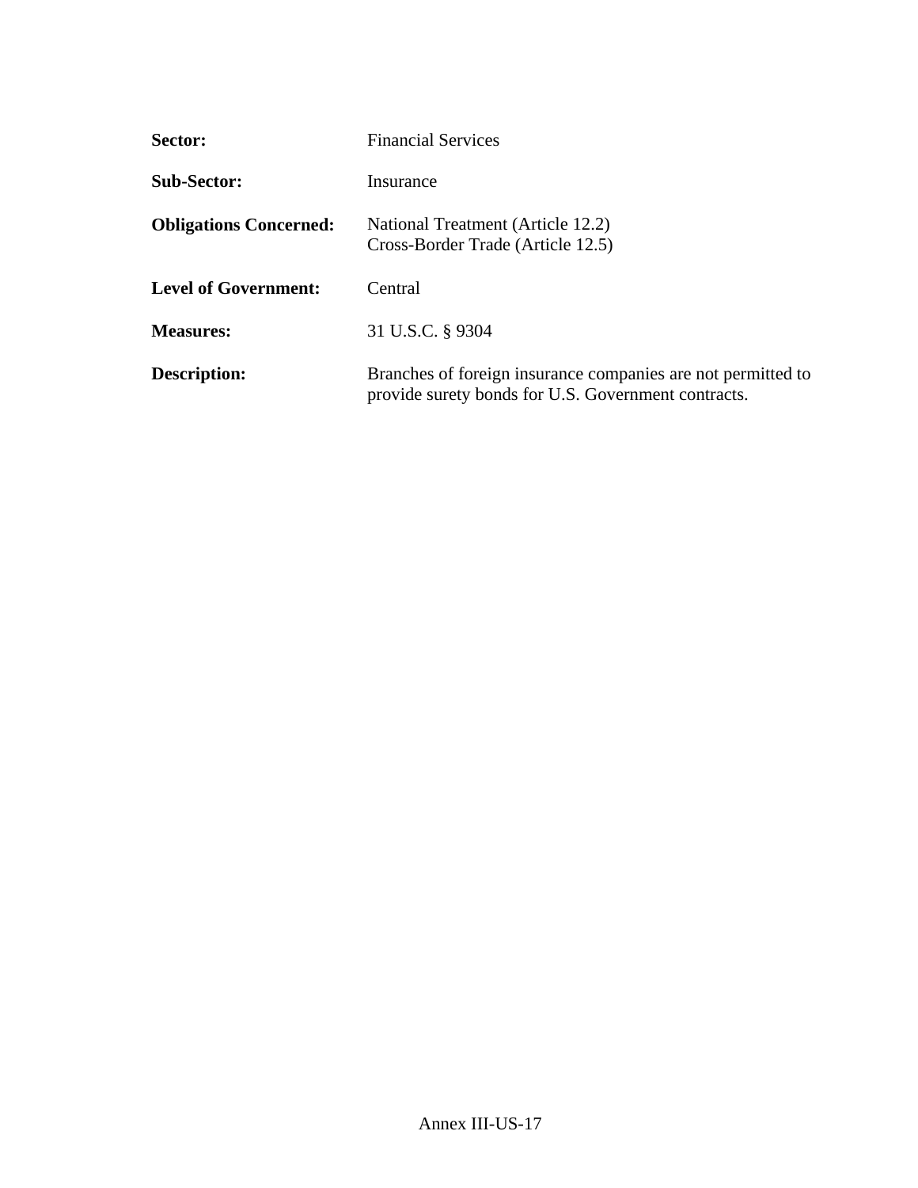| | |
|---|---|
| **Sector:** | Financial Services |
| **Sub-Sector:** | Insurance |
| **Obligations Concerned:** | National Treatment (Article 12.2)<br>Cross-Border Trade (Article 12.5) |
| **Level of Government:** | Central |
| **Measures:** | 31 U.S.C. § 9304 |
| **Description:** | Branches of foreign insurance companies are not permitted to provide surety bonds for U.S. Government contracts. |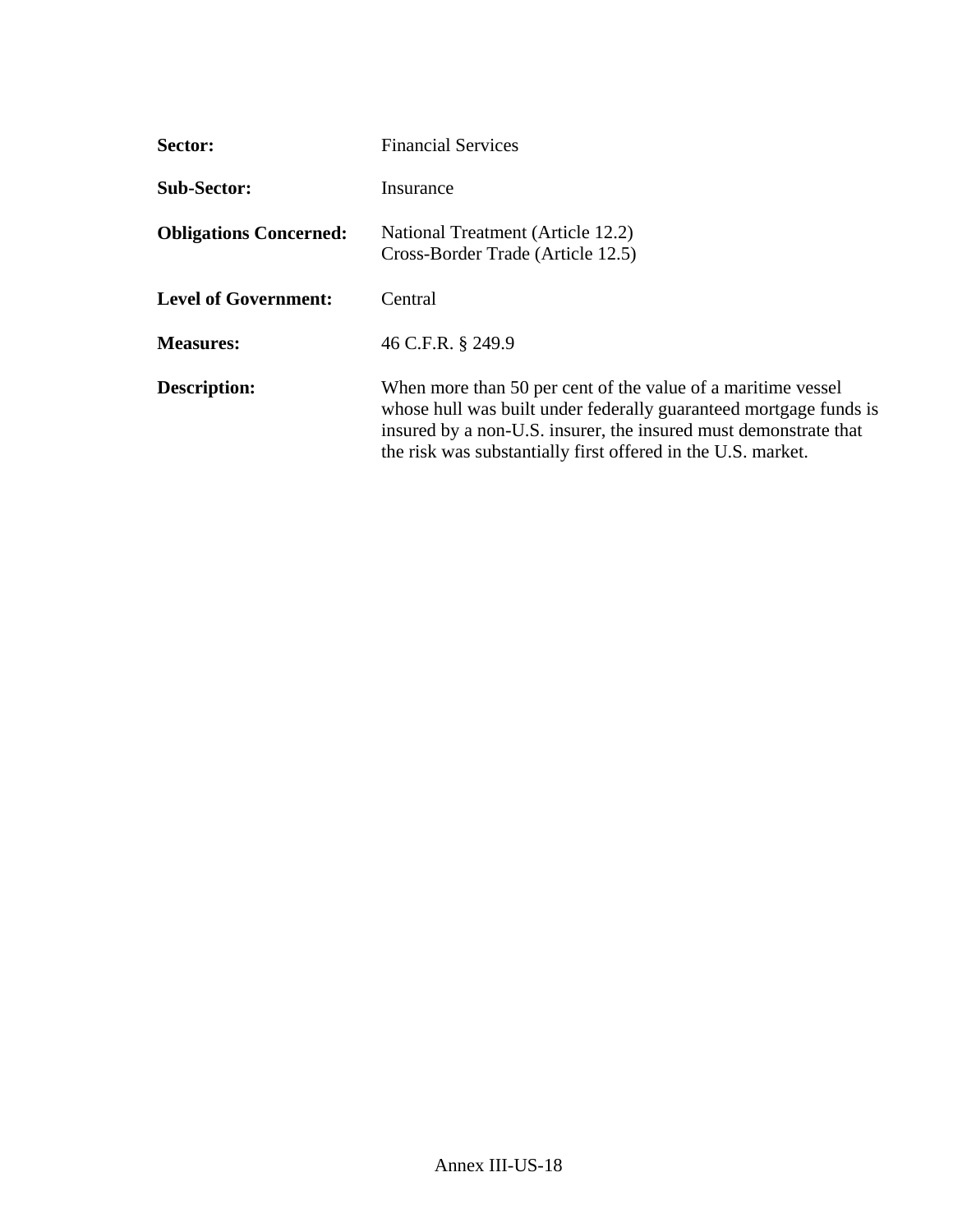**Sector:** Financial Services

**Sub-Sector:** Insurance

**Obligations Concerned:** National Treatment (Article 12.2)
Cross-Border Trade (Article 12.5)

**Level of Government:** Central

**Measures:** 46 C.F.R. § 249.9

**Description:** When more than 50 per cent of the value of a maritime vessel whose hull was built under federally guaranteed mortgage funds is insured by a non-U.S. insurer, the insured must demonstrate that the risk was substantially first offered in the U.S. market.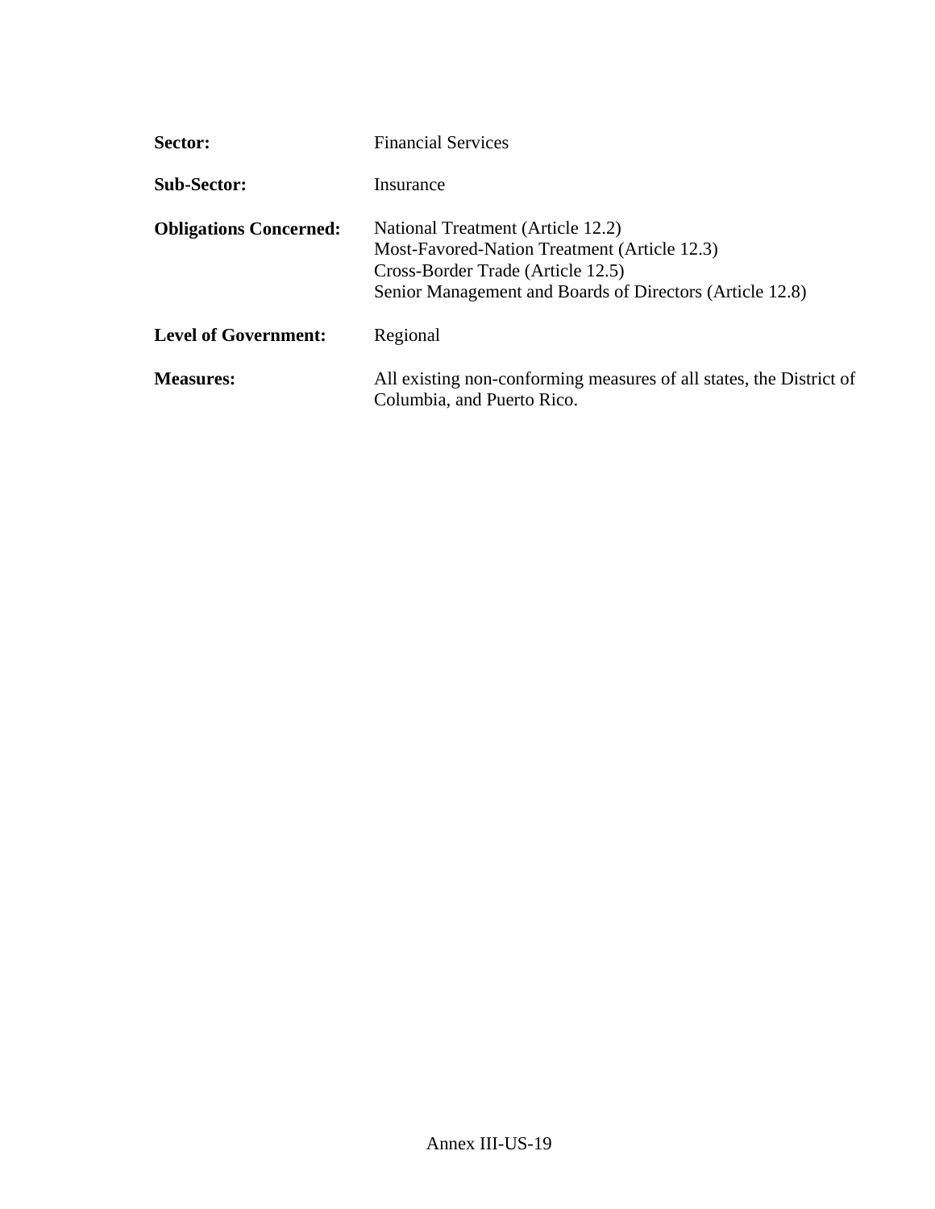**Sector:** Financial Services

**Sub-Sector:** Insurance

**Obligations Concerned:** National Treatment (Article 12.2)
Most-Favored-Nation Treatment (Article 12.3)
Cross-Border Trade (Article 12.5)
Senior Management and Boards of Directors (Article 12.8)

**Level of Government:** Regional

**Measures:** All existing non-conforming measures of all states, the District of Columbia, and Puerto Rico.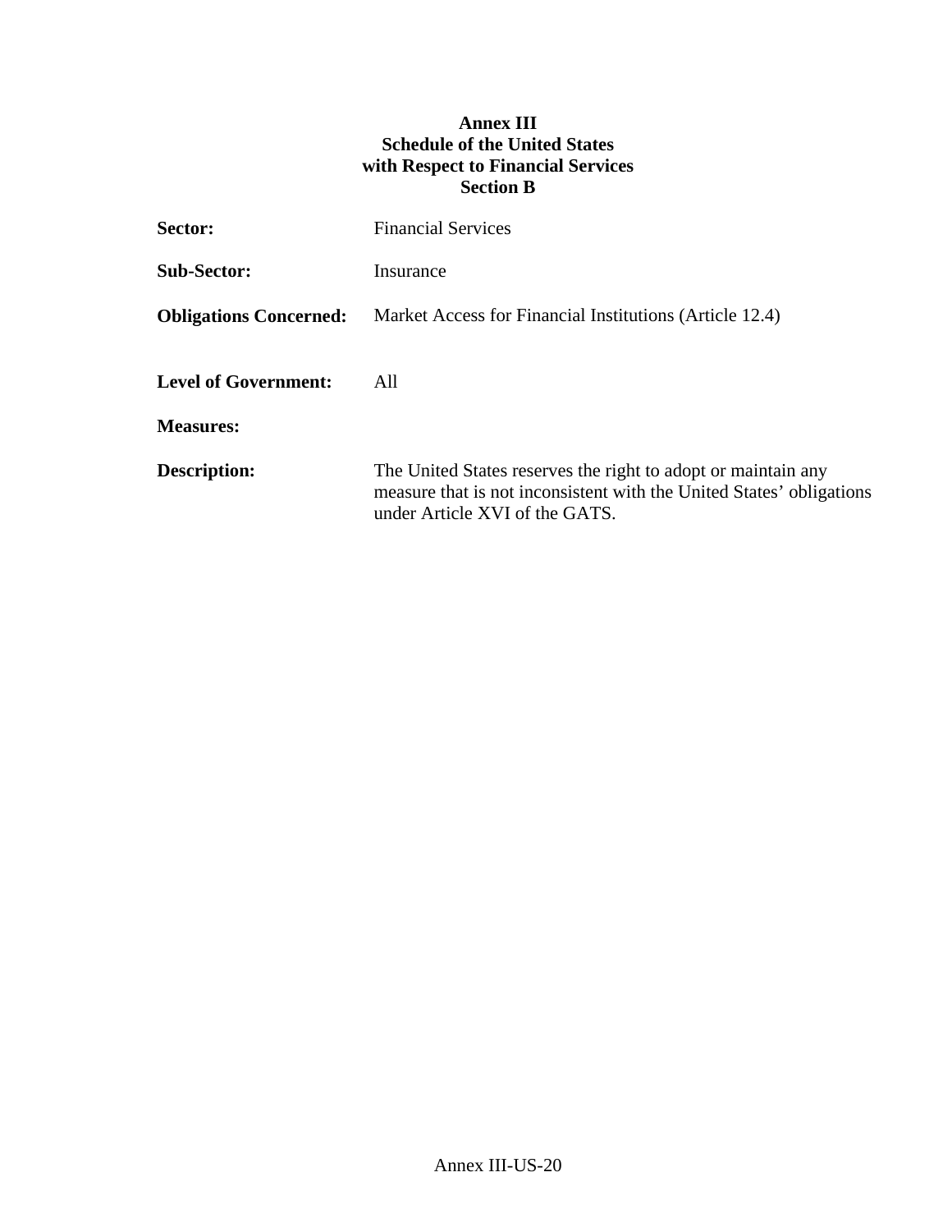**Annex III**
**Schedule of the United States**
**with Respect to Financial Services**
**Section B**

| | |
|---|---|
| **Sector:** | Financial Services |
| **Sub-Sector:** | Insurance |
| **Obligations Concerned:** | Market Access for Financial Institutions (Article 12.4) |
| **Level of Government:** | All |
| **Measures:** | |
| **Description:** | The United States reserves the right to adopt or maintain any measure that is not inconsistent with the United States' obligations under Article XVI of the GATS. |